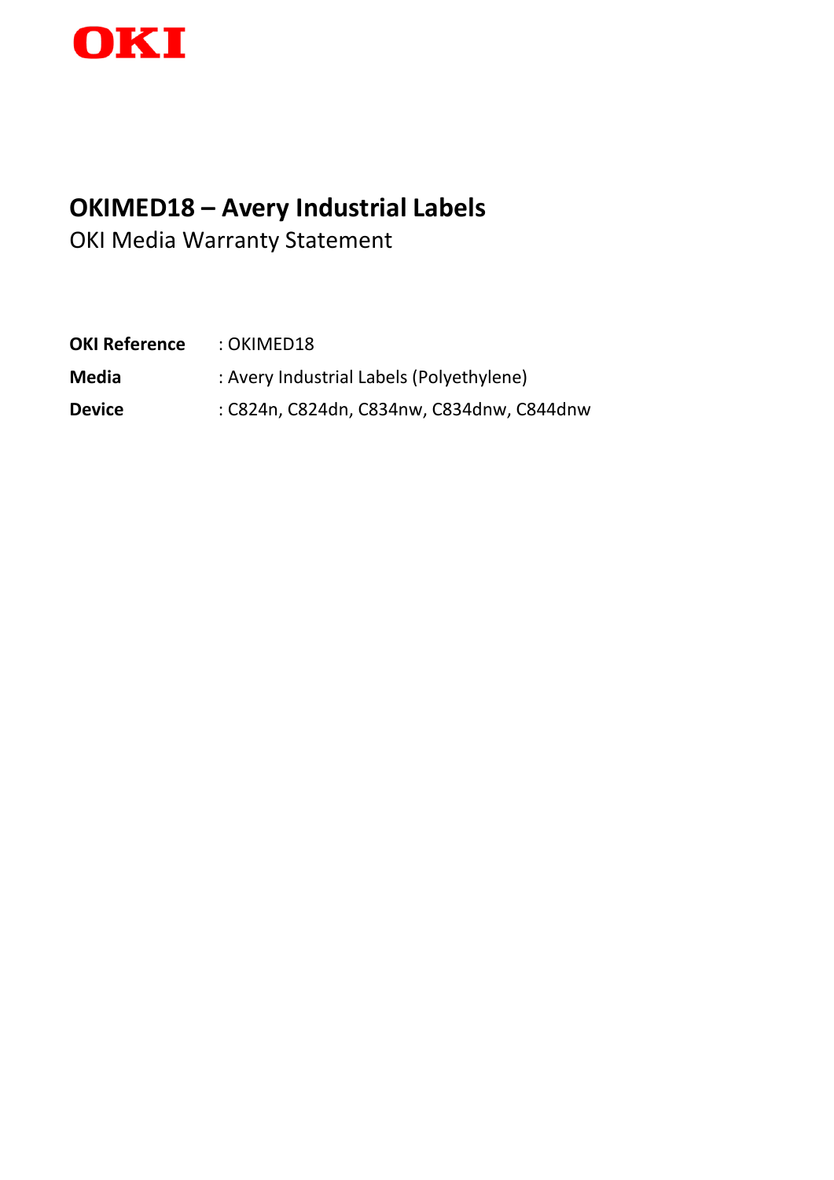OKI

# OKIMED18 – Avery Industrial Labels

OKI Media Warranty Statement

**OKI Reference** : OKIMED18

**Media** : Avery Industrial Labels (Polyethylene)

**Device** : C824n, C824dn, C834nw, C834dnw, C844dnw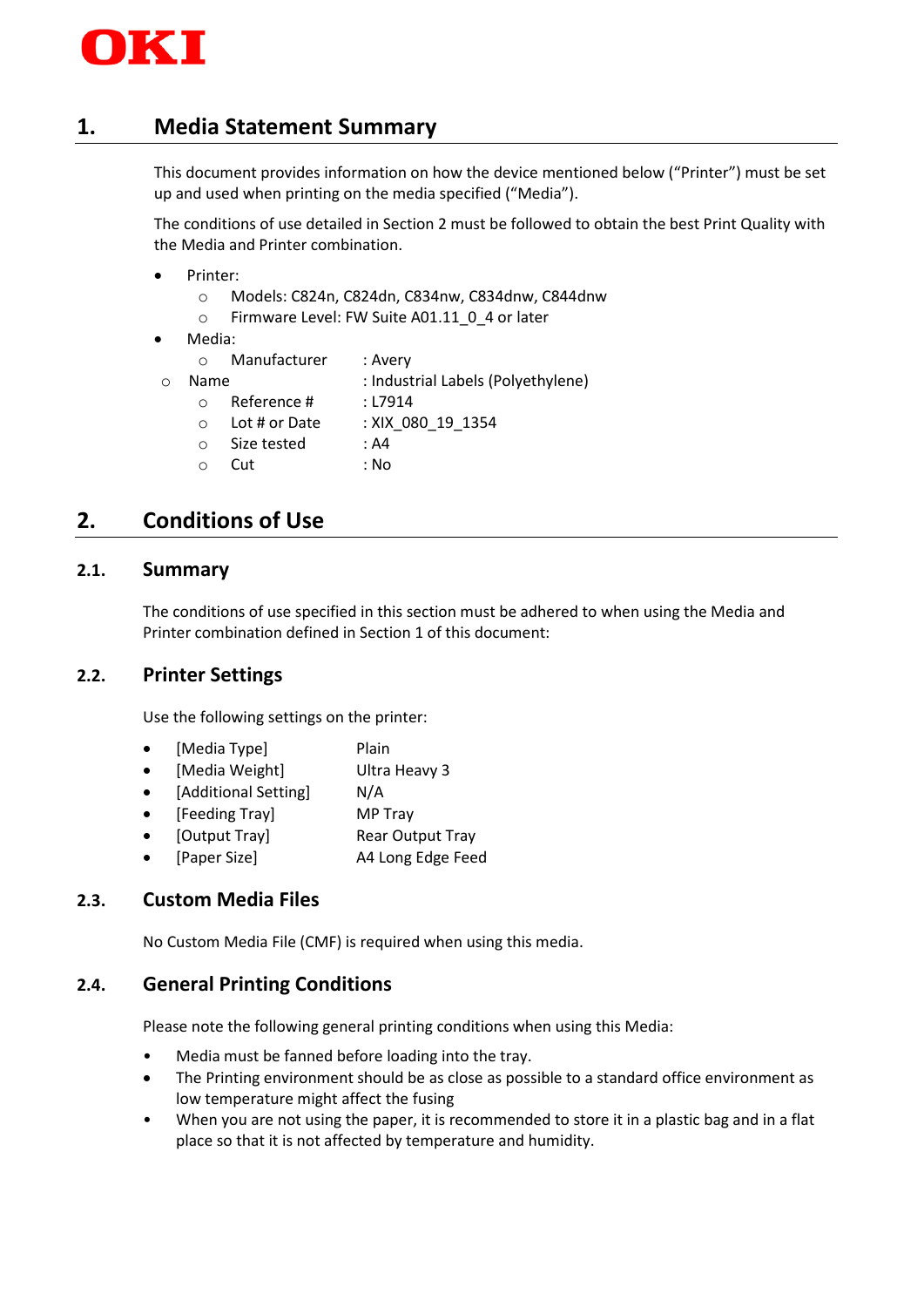OKI

# 1. Media Statement Summary

This document provides information on how the device mentioned below ("Printer") must be set up and used when printing on the media specified ("Media").

The conditions of use detailed in Section 2 must be followed to obtain the best Print Quality with the Media and Printer combination.

- Printer:
  - Models: C824n, C824dn, C834nw, C834dnw, C844dnw
  - Firmware Level: FW Suite A01.11_0_4 or later
- Media:
  - Manufacturer : Avery
  - Name : Industrial Labels (Polyethylene)
  - Reference # : L7914
  - Lot # or Date : XIX_080_19_1354
  - Size tested : A4
  - Cut : No

# 2. Conditions of Use

## 2.1. Summary

The conditions of use specified in this section must be adhered to when using the Media and Printer combination defined in Section 1 of this document:

## 2.2. Printer Settings

Use the following settings on the printer:

- [Media Type] Plain
- [Media Weight] Ultra Heavy 3
- [Additional Setting] N/A
- [Feeding Tray] MP Tray
- [Output Tray] Rear Output Tray
- [Paper Size] A4 Long Edge Feed

## 2.3. Custom Media Files

No Custom Media File (CMF) is required when using this media.

## 2.4. General Printing Conditions

Please note the following general printing conditions when using this Media:

- Media must be fanned before loading into the tray.
- The Printing environment should be as close as possible to a standard office environment as low temperature might affect the fusing
- When you are not using the paper, it is recommended to store it in a plastic bag and in a flat place so that it is not affected by temperature and humidity.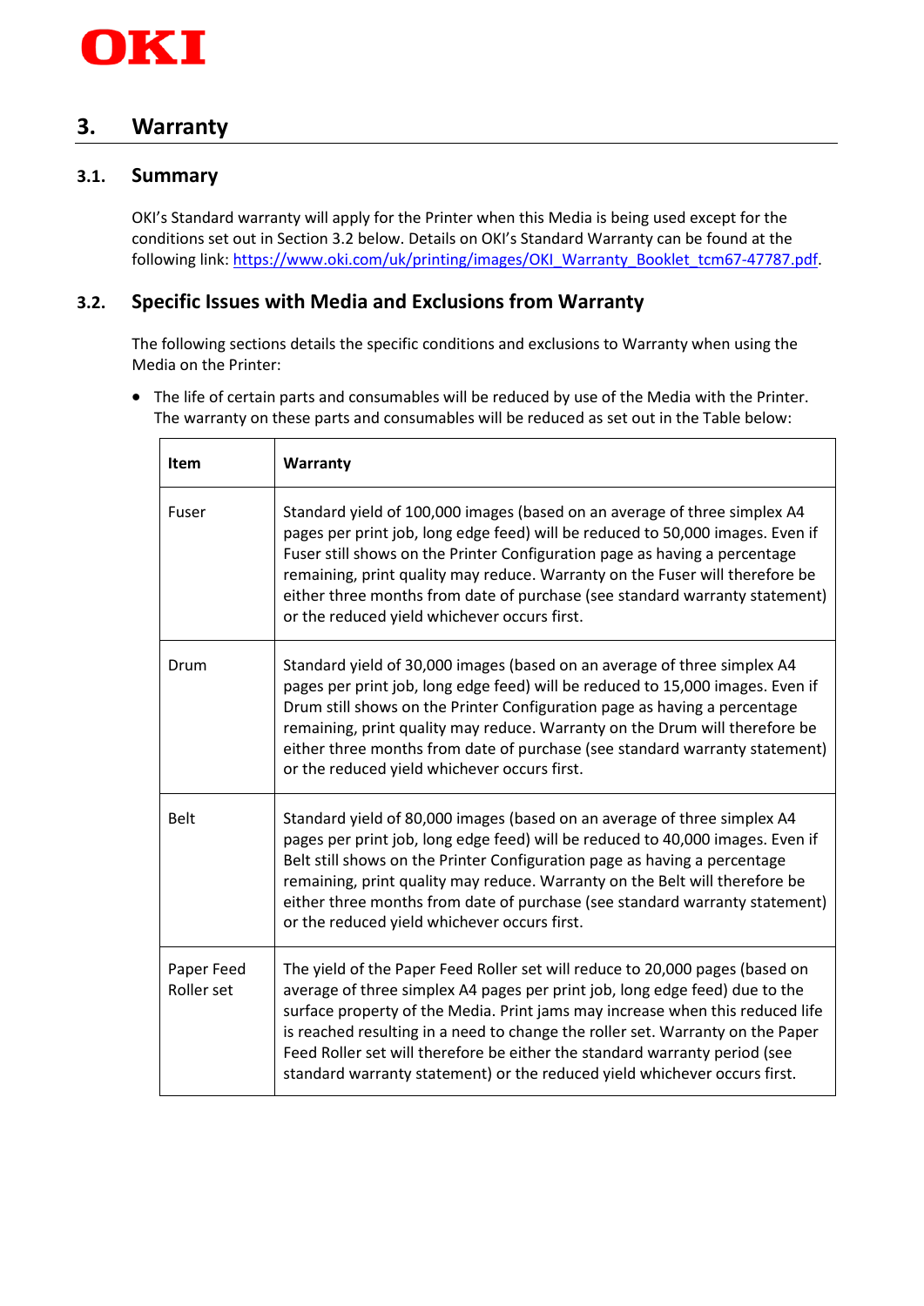# 3. Warranty

## 3.1. Summary

OKI's Standard warranty will apply for the Printer when this Media is being used except for the conditions set out in Section 3.2 below. Details on OKI's Standard Warranty can be found at the following link: https://www.oki.com/uk/printing/images/OKI_Warranty_Booklet_tcm67-47787.pdf.

## 3.2. Specific Issues with Media and Exclusions from Warranty

The following sections details the specific conditions and exclusions to Warranty when using the Media on the Printer:

- The life of certain parts and consumables will be reduced by use of the Media with the Printer. The warranty on these parts and consumables will be reduced as set out in the Table below:

| Item | Warranty |
|---|---|
| Fuser | Standard yield of 100,000 images (based on an average of three simplex A4 pages per print job, long edge feed) will be reduced to 50,000 images. Even if Fuser still shows on the Printer Configuration page as having a percentage remaining, print quality may reduce. Warranty on the Fuser will therefore be either three months from date of purchase (see standard warranty statement) or the reduced yield whichever occurs first. |
| Drum | Standard yield of 30,000 images (based on an average of three simplex A4 pages per print job, long edge feed) will be reduced to 15,000 images. Even if Drum still shows on the Printer Configuration page as having a percentage remaining, print quality may reduce. Warranty on the Drum will therefore be either three months from date of purchase (see standard warranty statement) or the reduced yield whichever occurs first. |
| Belt | Standard yield of 80,000 images (based on an average of three simplex A4 pages per print job, long edge feed) will be reduced to 40,000 images. Even if Belt still shows on the Printer Configuration page as having a percentage remaining, print quality may reduce. Warranty on the Belt will therefore be either three months from date of purchase (see standard warranty statement) or the reduced yield whichever occurs first. |
| Paper Feed Roller set | The yield of the Paper Feed Roller set will reduce to 20,000 pages (based on average of three simplex A4 pages per print job, long edge feed) due to the surface property of the Media. Print jams may increase when this reduced life is reached resulting in a need to change the roller set. Warranty on the Paper Feed Roller set will therefore be either the standard warranty period (see standard warranty statement) or the reduced yield whichever occurs first. |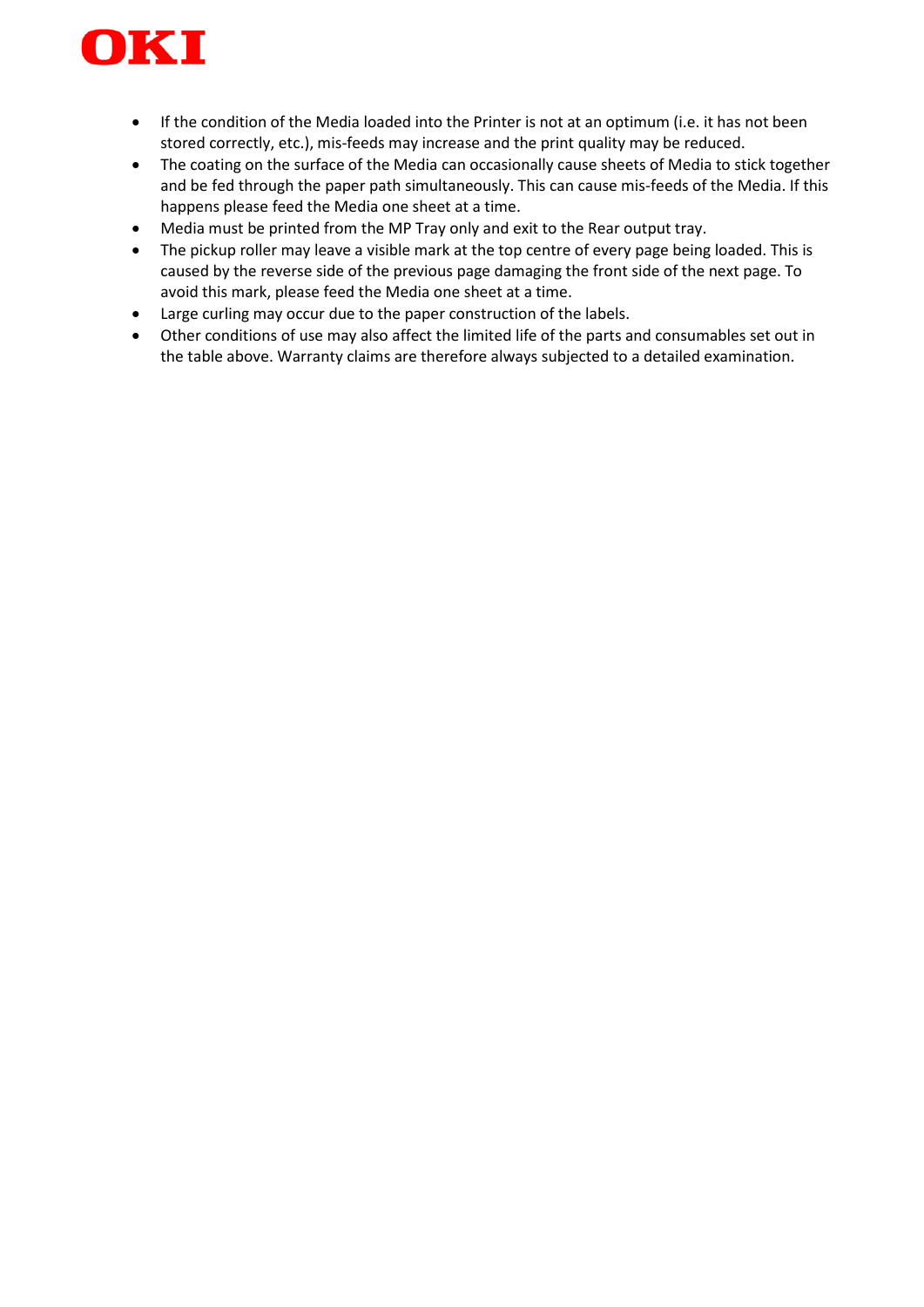- If the condition of the Media loaded into the Printer is not at an optimum (i.e. it has not been stored correctly, etc.), mis-feeds may increase and the print quality may be reduced.
- The coating on the surface of the Media can occasionally cause sheets of Media to stick together and be fed through the paper path simultaneously. This can cause mis-feeds of the Media. If this happens please feed the Media one sheet at a time.
- Media must be printed from the MP Tray only and exit to the Rear output tray.
- The pickup roller may leave a visible mark at the top centre of every page being loaded. This is caused by the reverse side of the previous page damaging the front side of the next page. To avoid this mark, please feed the Media one sheet at a time.
- Large curling may occur due to the paper construction of the labels.
- Other conditions of use may also affect the limited life of the parts and consumables set out in the table above. Warranty claims are therefore always subjected to a detailed examination.